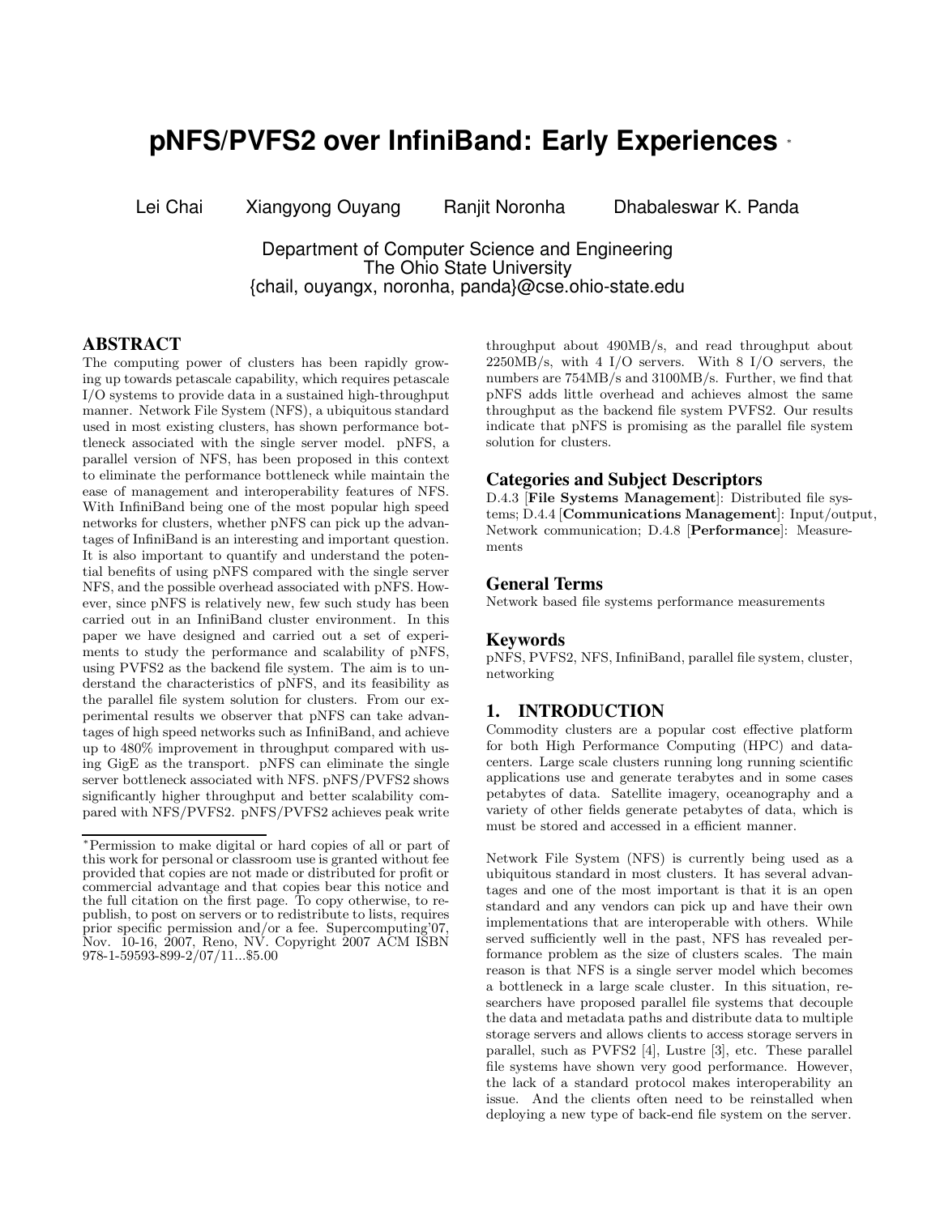# pNFS/PVFS2 over InfiniBand: Early Experiences *

Lei Chai  Xiangyong Ouyang  Ranjit Noronha  Dhabaleswar K. Panda

Department of Computer Science and Engineering
The Ohio State University
{chail, ouyangx, noronha, panda}@cse.ohio-state.edu

## ABSTRACT

The computing power of clusters has been rapidly growing up towards petascale capability, which requires petascale I/O systems to provide data in a sustained high-throughput manner. Network File System (NFS), a ubiquitous standard used in most existing clusters, has shown performance bottleneck associated with the single server model. pNFS, a parallel version of NFS, has been proposed in this context to eliminate the performance bottleneck while maintain the ease of management and interoperability features of NFS. With InfiniBand being one of the most popular high speed networks for clusters, whether pNFS can pick up the advantages of InfiniBand is an interesting and important question. It is also important to quantify and understand the potential benefits of using pNFS compared with the single server NFS, and the possible overhead associated with pNFS. However, since pNFS is relatively new, few such study has been carried out in an InfiniBand cluster environment. In this paper we have designed and carried out a set of experiments to study the performance and scalability of pNFS, using PVFS2 as the backend file system. The aim is to understand the characteristics of pNFS, and its feasibility as the parallel file system solution for clusters. From our experimental results we observer that pNFS can take advantages of high speed networks such as InfiniBand, and achieve up to 480% improvement in throughput compared with using GigE as the transport. pNFS can eliminate the single server bottleneck associated with NFS. pNFS/PVFS2 shows significantly higher throughput and better scalability compared with NFS/PVFS2. pNFS/PVFS2 achieves peak write throughput about 490MB/s, and read throughput about 2250MB/s, with 4 I/O servers. With 8 I/O servers, the numbers are 754MB/s and 3100MB/s. Further, we find that pNFS adds little overhead and achieves almost the same throughput as the backend file system PVFS2. Our results indicate that pNFS is promising as the parallel file system solution for clusters.

### Categories and Subject Descriptors

D.4.3 [**File Systems Management**]: Distributed file systems; D.4.4 [**Communications Management**]: Input/output, Network communication; D.4.8 [**Performance**]: Measurements

### General Terms

Network based file systems performance measurements

### Keywords

pNFS, PVFS2, NFS, InfiniBand, parallel file system, cluster, networking

## 1. INTRODUCTION

Commodity clusters are a popular cost effective platform for both High Performance Computing (HPC) and datacenters. Large scale clusters running long running scientific applications use and generate terabytes and in some cases petabytes of data. Satellite imagery, oceanography and a variety of other fields generate petabytes of data, which is must be stored and accessed in a efficient manner.

Network File System (NFS) is currently being used as a ubiquitous standard in most clusters. It has several advantages and one of the most important is that it is an open standard and any vendors can pick up and have their own implementations that are interoperable with others. While served sufficiently well in the past, NFS has revealed performance problem as the size of clusters scales. The main reason is that NFS is a single server model which becomes a bottleneck in a large scale cluster. In this situation, researchers have proposed parallel file systems that decouple the data and metadata paths and distribute data to multiple storage servers and allows clients to access storage servers in parallel, such as PVFS2 [4], Lustre [3], etc. These parallel file systems have shown very good performance. However, the lack of a standard protocol makes interoperability an issue. And the clients often need to be reinstalled when deploying a new type of back-end file system on the server.

*Permission to make digital or hard copies of all or part of this work for personal or classroom use is granted without fee provided that copies are not made or distributed for profit or commercial advantage and that copies bear this notice and the full citation on the first page. To copy otherwise, to republish, to post on servers or to redistribute to lists, requires prior specific permission and/or a fee. Supercomputing'07, Nov. 10-16, 2007, Reno, NV. Copyright 2007 ACM ISBN 978-1-59593-899-2/07/11...$5.00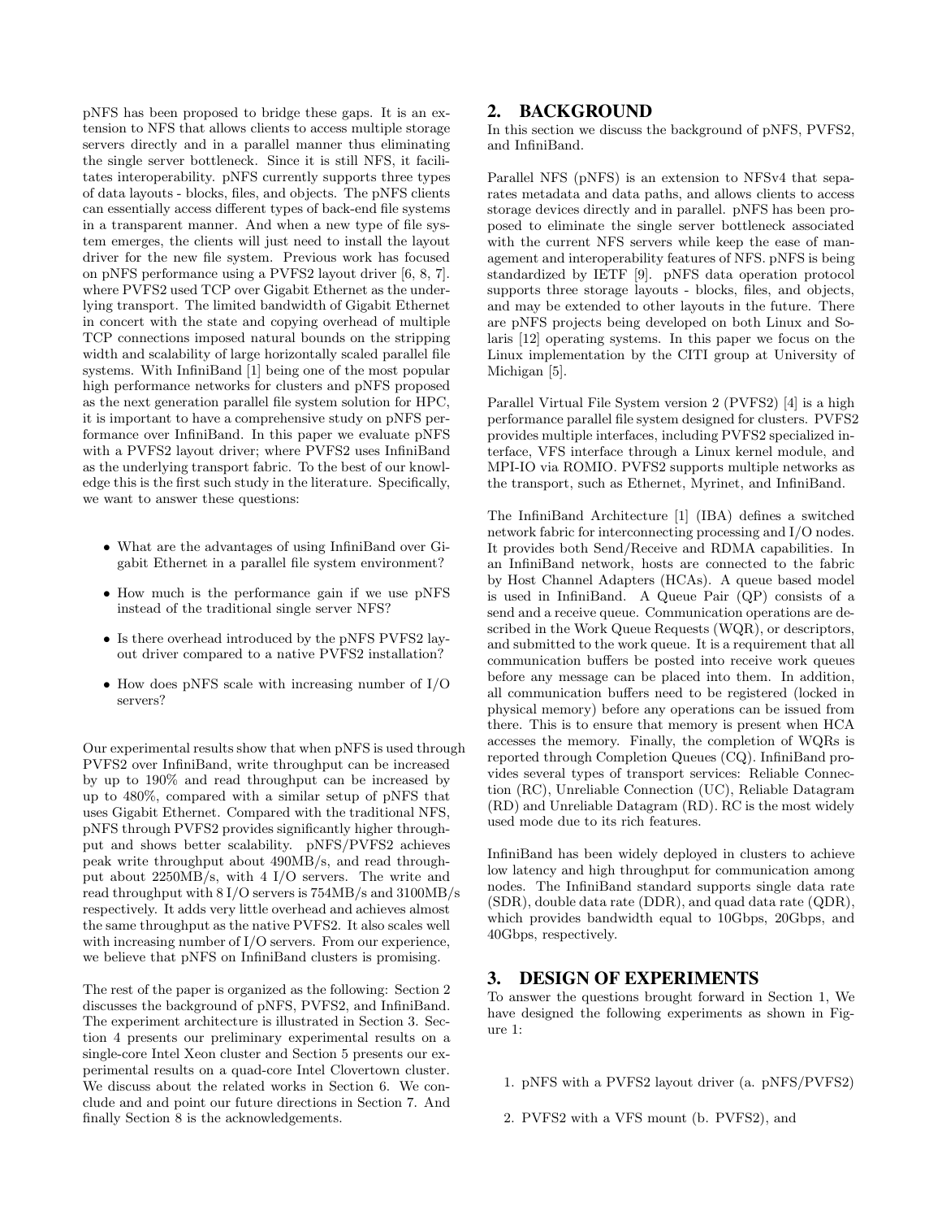pNFS has been proposed to bridge these gaps. It is an extension to NFS that allows clients to access multiple storage servers directly and in a parallel manner thus eliminating the single server bottleneck. Since it is still NFS, it facilitates interoperability. pNFS currently supports three types of data layouts - blocks, files, and objects. The pNFS clients can essentially access different types of back-end file systems in a transparent manner. And when a new type of file system emerges, the clients will just need to install the layout driver for the new file system. Previous work has focused on pNFS performance using a PVFS2 layout driver [6, 8, 7]. where PVFS2 used TCP over Gigabit Ethernet as the underlying transport. The limited bandwidth of Gigabit Ethernet in concert with the state and copying overhead of multiple TCP connections imposed natural bounds on the stripping width and scalability of large horizontally scaled parallel file systems. With InfiniBand [1] being one of the most popular high performance networks for clusters and pNFS proposed as the next generation parallel file system solution for HPC, it is important to have a comprehensive study on pNFS performance over InfiniBand. In this paper we evaluate pNFS with a PVFS2 layout driver; where PVFS2 uses InfiniBand as the underlying transport fabric. To the best of our knowledge this is the first such study in the literature. Specifically, we want to answer these questions:

- What are the advantages of using InfiniBand over Gigabit Ethernet in a parallel file system environment?
- How much is the performance gain if we use pNFS instead of the traditional single server NFS?
- Is there overhead introduced by the pNFS PVFS2 layout driver compared to a native PVFS2 installation?
- How does pNFS scale with increasing number of I/O servers?

Our experimental results show that when pNFS is used through PVFS2 over InfiniBand, write throughput can be increased by up to 190% and read throughput can be increased by up to 480%, compared with a similar setup of pNFS that uses Gigabit Ethernet. Compared with the traditional NFS, pNFS through PVFS2 provides significantly higher throughput and shows better scalability. pNFS/PVFS2 achieves peak write throughput about 490MB/s, and read throughput about 2250MB/s, with 4 I/O servers. The write and read throughput with 8 I/O servers is 754MB/s and 3100MB/s respectively. It adds very little overhead and achieves almost the same throughput as the native PVFS2. It also scales well with increasing number of I/O servers. From our experience, we believe that pNFS on InfiniBand clusters is promising.

The rest of the paper is organized as the following: Section 2 discusses the background of pNFS, PVFS2, and InfiniBand. The experiment architecture is illustrated in Section 3. Section 4 presents our preliminary experimental results on a single-core Intel Xeon cluster and Section 5 presents our experimental results on a quad-core Intel Clovertown cluster. We discuss about the related works in Section 6. We conclude and and point our future directions in Section 7. And finally Section 8 is the acknowledgements.

## 2. BACKGROUND

In this section we discuss the background of pNFS, PVFS2, and InfiniBand.

Parallel NFS (pNFS) is an extension to NFSv4 that separates metadata and data paths, and allows clients to access storage devices directly and in parallel. pNFS has been proposed to eliminate the single server bottleneck associated with the current NFS servers while keep the ease of management and interoperability features of NFS. pNFS is being standardized by IETF [9]. pNFS data operation protocol supports three storage layouts - blocks, files, and objects, and may be extended to other layouts in the future. There are pNFS projects being developed on both Linux and Solaris [12] operating systems. In this paper we focus on the Linux implementation by the CITI group at University of Michigan [5].

Parallel Virtual File System version 2 (PVFS2) [4] is a high performance parallel file system designed for clusters. PVFS2 provides multiple interfaces, including PVFS2 specialized interface, VFS interface through a Linux kernel module, and MPI-IO via ROMIO. PVFS2 supports multiple networks as the transport, such as Ethernet, Myrinet, and InfiniBand.

The InfiniBand Architecture [1] (IBA) defines a switched network fabric for interconnecting processing and I/O nodes. It provides both Send/Receive and RDMA capabilities. In an InfiniBand network, hosts are connected to the fabric by Host Channel Adapters (HCAs). A queue based model is used in InfiniBand. A Queue Pair (QP) consists of a send and a receive queue. Communication operations are described in the Work Queue Requests (WQR), or descriptors, and submitted to the work queue. It is a requirement that all communication buffers be posted into receive work queues before any message can be placed into them. In addition, all communication buffers need to be registered (locked in physical memory) before any operations can be issued from there. This is to ensure that memory is present when HCA accesses the memory. Finally, the completion of WQRs is reported through Completion Queues (CQ). InfiniBand provides several types of transport services: Reliable Connection (RC), Unreliable Connection (UC), Reliable Datagram (RD) and Unreliable Datagram (RD). RC is the most widely used mode due to its rich features.

InfiniBand has been widely deployed in clusters to achieve low latency and high throughput for communication among nodes. The InfiniBand standard supports single data rate (SDR), double data rate (DDR), and quad data rate (QDR), which provides bandwidth equal to 10Gbps, 20Gbps, and 40Gbps, respectively.

## 3. DESIGN OF EXPERIMENTS

To answer the questions brought forward in Section 1, We have designed the following experiments as shown in Figure 1:

1. pNFS with a PVFS2 layout driver (a. pNFS/PVFS2)
2. PVFS2 with a VFS mount (b. PVFS2), and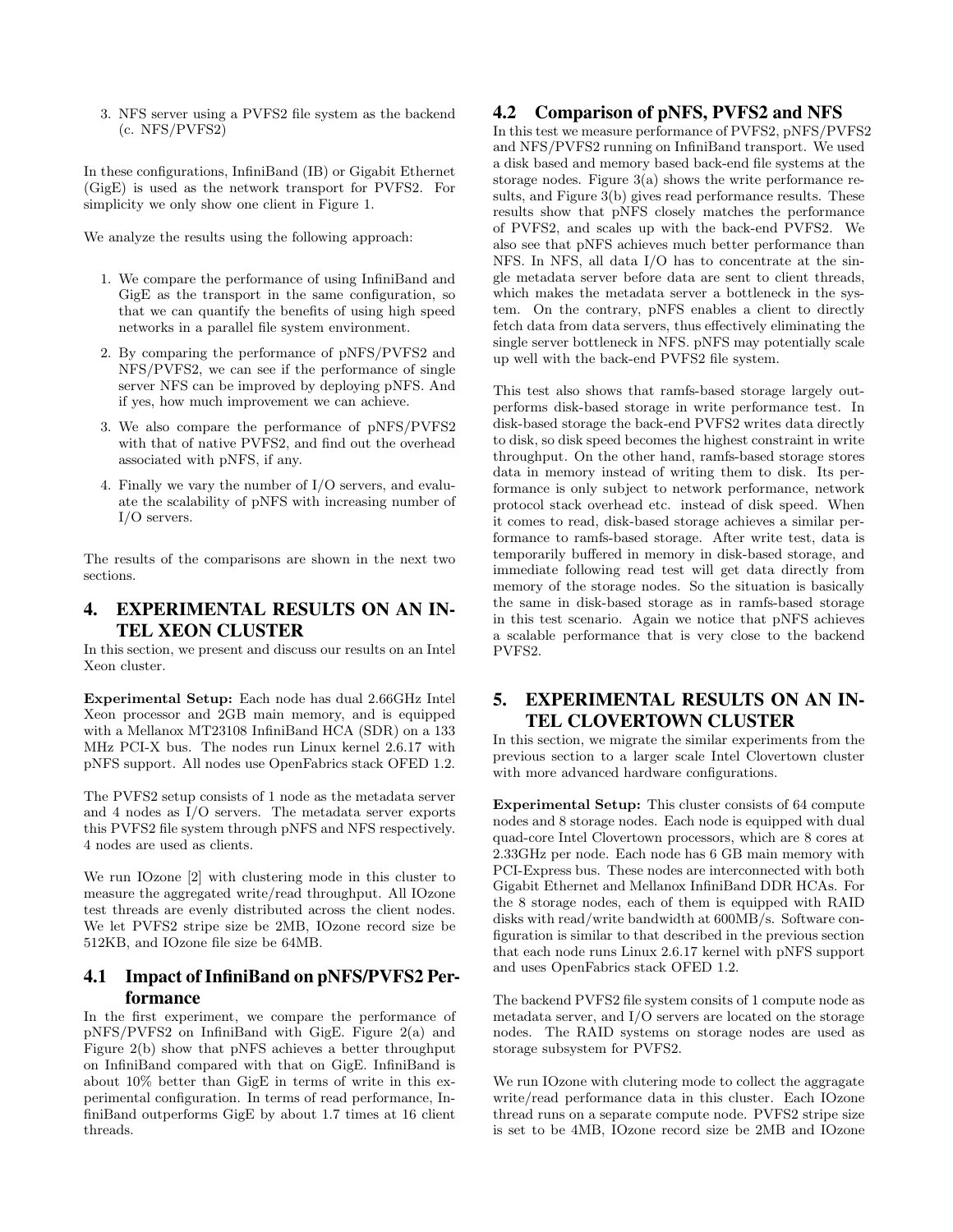3. NFS server using a PVFS2 file system as the backend (c. NFS/PVFS2)

In these configurations, InfiniBand (IB) or Gigabit Ethernet (GigE) is used as the network transport for PVFS2. For simplicity we only show one client in Figure 1.

We analyze the results using the following approach:

1. We compare the performance of using InfiniBand and GigE as the transport in the same configuration, so that we can quantify the benefits of using high speed networks in a parallel file system environment.
2. By comparing the performance of pNFS/PVFS2 and NFS/PVFS2, we can see if the performance of single server NFS can be improved by deploying pNFS. And if yes, how much improvement we can achieve.
3. We also compare the performance of pNFS/PVFS2 with that of native PVFS2, and find out the overhead associated with pNFS, if any.
4. Finally we vary the number of I/O servers, and evaluate the scalability of pNFS with increasing number of I/O servers.

The results of the comparisons are shown in the next two sections.

## 4. EXPERIMENTAL RESULTS ON AN INTEL XEON CLUSTER

In this section, we present and discuss our results on an Intel Xeon cluster.

**Experimental Setup:** Each node has dual 2.66GHz Intel Xeon processor and 2GB main memory, and is equipped with a Mellanox MT23108 InfiniBand HCA (SDR) on a 133 MHz PCI-X bus. The nodes run Linux kernel 2.6.17 with pNFS support. All nodes use OpenFabrics stack OFED 1.2.

The PVFS2 setup consists of 1 node as the metadata server and 4 nodes as I/O servers. The metadata server exports this PVFS2 file system through pNFS and NFS respectively. 4 nodes are used as clients.

We run IOzone [2] with clustering mode in this cluster to measure the aggregated write/read throughput. All IOzone test threads are evenly distributed across the client nodes. We let PVFS2 stripe size be 2MB, IOzone record size be 512KB, and IOzone file size be 64MB.

### 4.1 Impact of InfiniBand on pNFS/PVFS2 Performance

In the first experiment, we compare the performance of pNFS/PVFS2 on InfiniBand with GigE. Figure 2(a) and Figure 2(b) show that pNFS achieves a better throughput on InfiniBand compared with that on GigE. InfiniBand is about 10% better than GigE in terms of write in this experimental configuration. In terms of read performance, InfiniBand outperforms GigE by about 1.7 times at 16 client threads.

### 4.2 Comparison of pNFS, PVFS2 and NFS

In this test we measure performance of PVFS2, pNFS/PVFS2 and NFS/PVFS2 running on InfiniBand transport. We used a disk based and memory based back-end file systems at the storage nodes. Figure 3(a) shows the write performance results, and Figure 3(b) gives read performance results. These results show that pNFS closely matches the performance of PVFS2, and scales up with the back-end PVFS2. We also see that pNFS achieves much better performance than NFS. In NFS, all data I/O has to concentrate at the single metadata server before data are sent to client threads, which makes the metadata server a bottleneck in the system. On the contrary, pNFS enables a client to directly fetch data from data servers, thus effectively eliminating the single server bottleneck in NFS. pNFS may potentially scale up well with the back-end PVFS2 file system.

This test also shows that ramfs-based storage largely outperforms disk-based storage in write performance test. In disk-based storage the back-end PVFS2 writes data directly to disk, so disk speed becomes the highest constraint in write throughput. On the other hand, ramfs-based storage stores data in memory instead of writing them to disk. Its performance is only subject to network performance, network protocol stack overhead etc. instead of disk speed. When it comes to read, disk-based storage achieves a similar performance to ramfs-based storage. After write test, data is temporarily buffered in memory in disk-based storage, and immediate following read test will get data directly from memory of the storage nodes. So the situation is basically the same in disk-based storage as in ramfs-based storage in this test scenario. Again we notice that pNFS achieves a scalable performance that is very close to the backend PVFS2.

## 5. EXPERIMENTAL RESULTS ON AN INTEL CLOVERTOWN CLUSTER

In this section, we migrate the similar experiments from the previous section to a larger scale Intel Clovertown cluster with more advanced hardware configurations.

**Experimental Setup:** This cluster consists of 64 compute nodes and 8 storage nodes. Each node is equipped with dual quad-core Intel Clovertown processors, which are 8 cores at 2.33GHz per node. Each node has 6 GB main memory with PCI-Express bus. These nodes are interconnected with both Gigabit Ethernet and Mellanox InfiniBand DDR HCAs. For the 8 storage nodes, each of them is equipped with RAID disks with read/write bandwidth at 600MB/s. Software configuration is similar to that described in the previous section that each node runs Linux 2.6.17 kernel with pNFS support and uses OpenFabrics stack OFED 1.2.

The backend PVFS2 file system consits of 1 compute node as metadata server, and I/O servers are located on the storage nodes. The RAID systems on storage nodes are used as storage subsystem for PVFS2.

We run IOzone with clutering mode to collect the aggragate write/read performance data in this cluster. Each IOzone thread runs on a separate compute node. PVFS2 stripe size is set to be 4MB, IOzone record size be 2MB and IOzone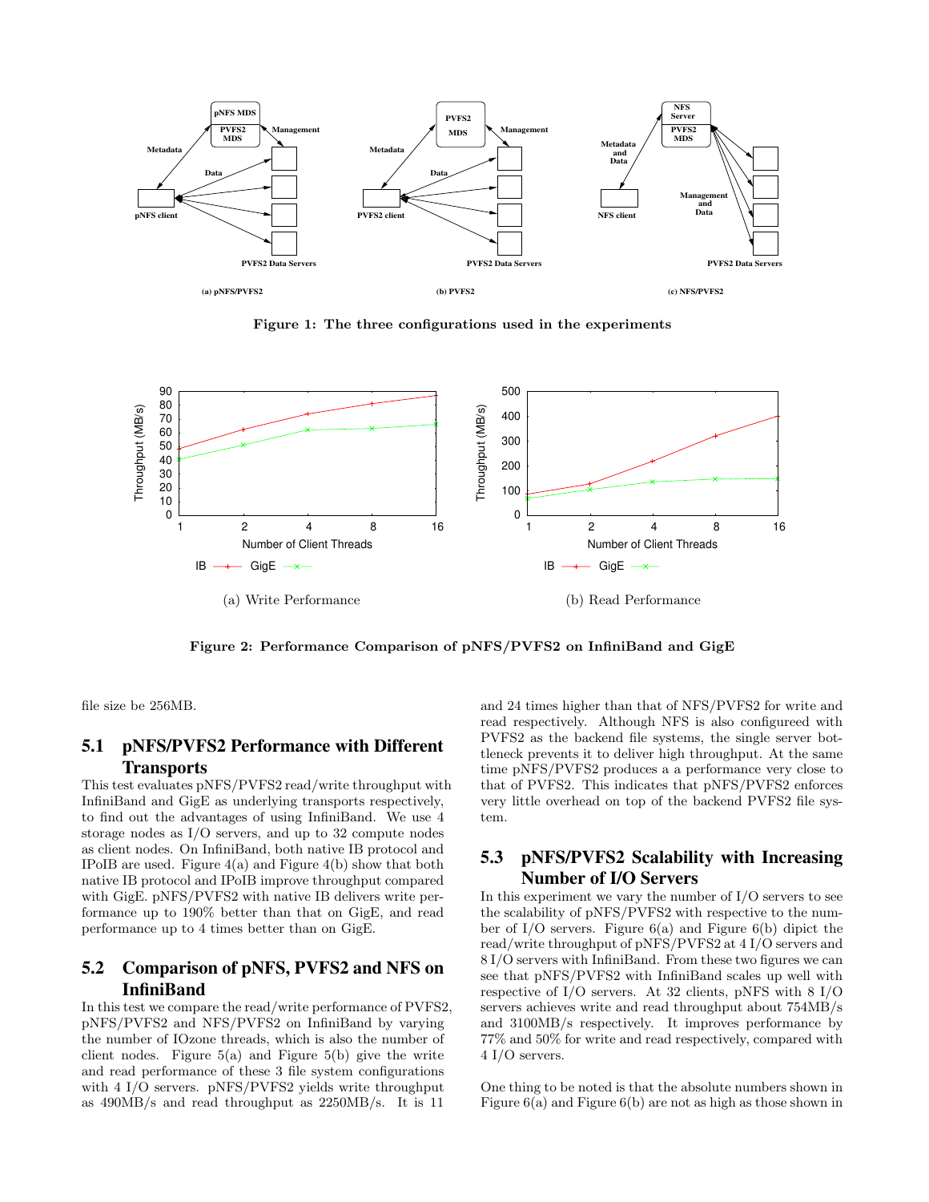Figure 1: The three configurations used in the experiments

Figure 2: Performance Comparison of pNFS/PVFS2 on InfiniBand and GigE

file size be 256MB.

## 5.1 pNFS/PVFS2 Performance with Different Transports

This test evaluates pNFS/PVFS2 read/write throughput with InfiniBand and GigE as underlying transports respectively, to find out the advantages of using InfiniBand. We use 4 storage nodes as I/O servers, and up to 32 compute nodes as client nodes. On InfiniBand, both native IB protocol and IPoIB are used. Figure 4(a) and Figure 4(b) show that both native IB protocol and IPoIB improve throughput compared with GigE. pNFS/PVFS2 with native IB delivers write performance up to 190% better than that on GigE, and read performance up to 4 times better than on GigE.

## 5.2 Comparison of pNFS, PVFS2 and NFS on InfiniBand

In this test we compare the read/write performance of PVFS2, pNFS/PVFS2 and NFS/PVFS2 on InfiniBand by varying the number of IOzone threads, which is also the number of client nodes. Figure 5(a) and Figure 5(b) give the write and read performance of these 3 file system configurations with 4 I/O servers. pNFS/PVFS2 yields write throughput as 490MB/s and read throughput as 2250MB/s. It is 11 and 24 times higher than that of NFS/PVFS2 for write and read respectively. Although NFS is also configureed with PVFS2 as the backend file systems, the single server bottleneck prevents it to deliver high throughput. At the same time pNFS/PVFS2 produces a a performance very close to that of PVFS2. This indicates that pNFS/PVFS2 enforces very little overhead on top of the backend PVFS2 file system.

## 5.3 pNFS/PVFS2 Scalability with Increasing Number of I/O Servers

In this experiment we vary the number of I/O servers to see the scalability of pNFS/PVFS2 with respective to the number of I/O servers. Figure 6(a) and Figure 6(b) dipict the read/write throughput of pNFS/PVFS2 at 4 I/O servers and 8 I/O servers with InfiniBand. From these two figures we can see that pNFS/PVFS2 with InfiniBand scales up well with respective of I/O servers. At 32 clients, pNFS with 8 I/O servers achieves write and read throughput about 754MB/s and 3100MB/s respectively. It improves performance by 77% and 50% for write and read respectively, compared with 4 I/O servers.

One thing to be noted is that the absolute numbers shown in Figure 6(a) and Figure 6(b) are not as high as those shown in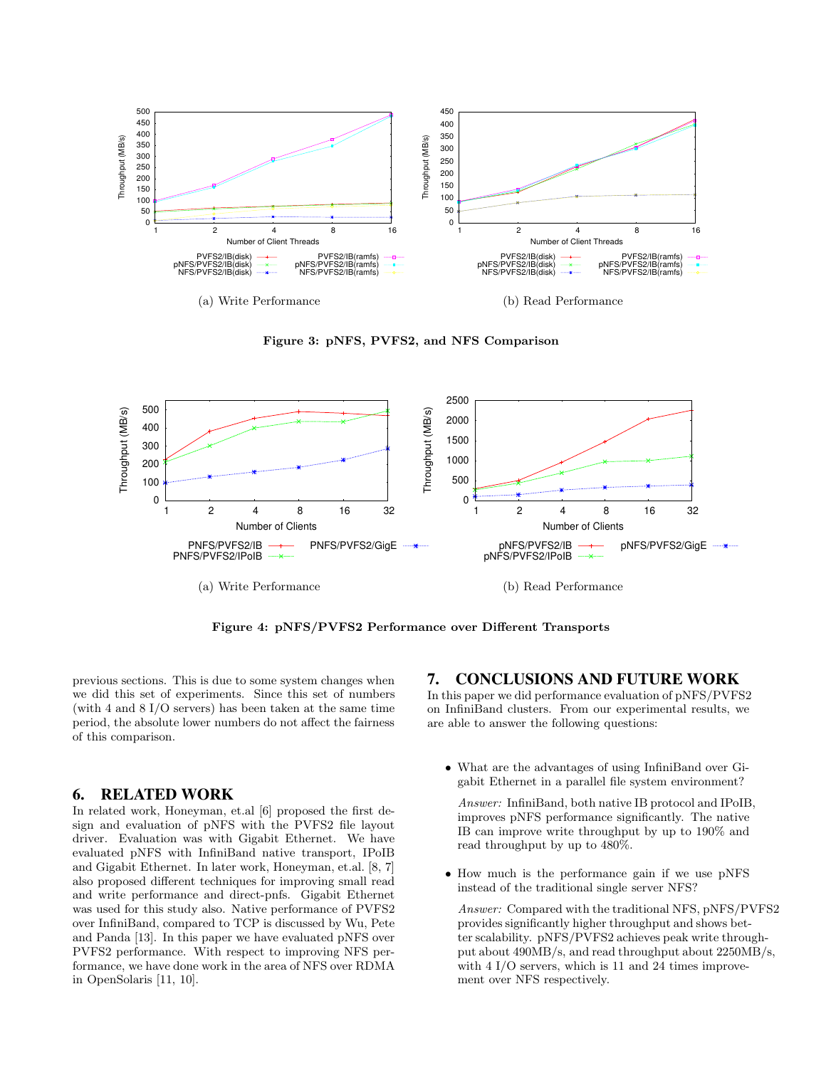(a) Write Performance

(b) Read Performance

**Figure 3: pNFS, PVFS2, and NFS Comparison**

(a) Write Performance

(b) Read Performance

**Figure 4: pNFS/PVFS2 Performance over Different Transports**

previous sections. This is due to some system changes when we did this set of experiments. Since this set of numbers (with 4 and 8 I/O servers) has been taken at the same time period, the absolute lower numbers do not affect the fairness of this comparison.

## 6. RELATED WORK

In related work, Honeyman, et.al [6] proposed the first design and evaluation of pNFS with the PVFS2 file layout driver. Evaluation was with Gigabit Ethernet. We have evaluated pNFS with InfiniBand native transport, IPoIB and Gigabit Ethernet. In later work, Honeyman, et.al. [8, 7] also proposed different techniques for improving small read and write performance and direct-pnfs. Gigabit Ethernet was used for this study also. Native performance of PVFS2 over InfiniBand, compared to TCP is discussed by Wu, Pete and Panda [13]. In this paper we have evaluated pNFS over PVFS2 performance. With respect to improving NFS performance, we have done work in the area of NFS over RDMA in OpenSolaris [11, 10].

## 7. CONCLUSIONS AND FUTURE WORK

In this paper we did performance evaluation of pNFS/PVFS2 on InfiniBand clusters. From our experimental results, we are able to answer the following questions:

- What are the advantages of using InfiniBand over Gigabit Ethernet in a parallel file system environment?

  *Answer:* InfiniBand, both native IB protocol and IPoIB, improves pNFS performance significantly. The native IB can improve write throughput by up to 190% and read throughput by up to 480%.

- How much is the performance gain if we use pNFS instead of the traditional single server NFS?

  *Answer:* Compared with the traditional NFS, pNFS/PVFS2 provides significantly higher throughput and shows better scalability. pNFS/PVFS2 achieves peak write throughput about 490MB/s, and read throughput about 2250MB/s, with 4 I/O servers, which is 11 and 24 times improvement over NFS respectively.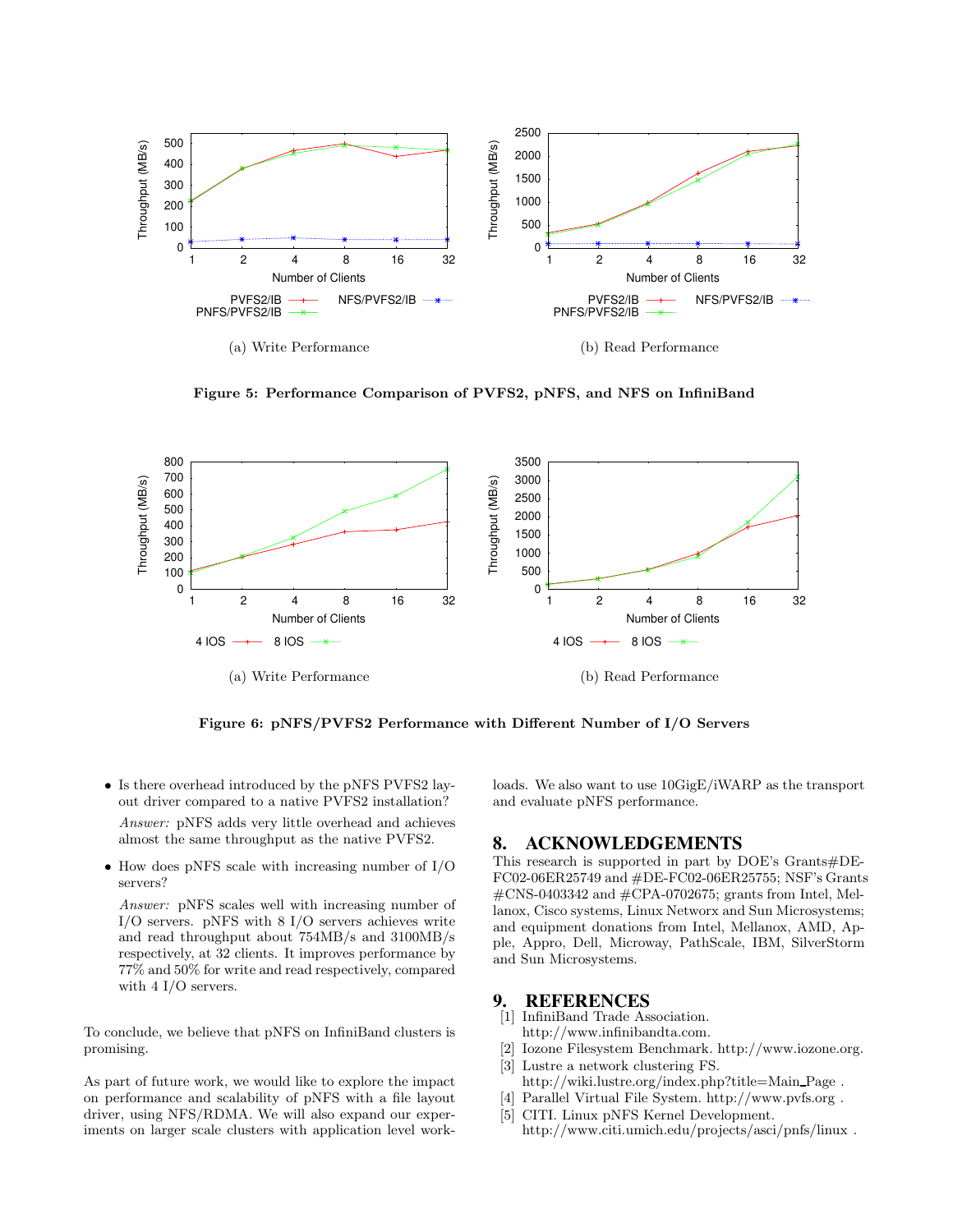(a) Write Performance

(b) Read Performance

**Figure 5: Performance Comparison of PVFS2, pNFS, and NFS on InfiniBand**

(a) Write Performance

(b) Read Performance

**Figure 6: pNFS/PVFS2 Performance with Different Number of I/O Servers**

- Is there overhead introduced by the pNFS PVFS2 layout driver compared to a native PVFS2 installation?

  *Answer:* pNFS adds very little overhead and achieves almost the same throughput as the native PVFS2.

- How does pNFS scale with increasing number of I/O servers?

  *Answer:* pNFS scales well with increasing number of I/O servers. pNFS with 8 I/O servers achieves write and read throughput about 754MB/s and 3100MB/s respectively, at 32 clients. It improves performance by 77% and 50% for write and read respectively, compared with 4 I/O servers.

To conclude, we believe that pNFS on InfiniBand clusters is promising.

As part of future work, we would like to explore the impact on performance and scalability of pNFS with a file layout driver, using NFS/RDMA. We will also expand our experiments on larger scale clusters with application level workloads. We also want to use 10GigE/iWARP as the transport and evaluate pNFS performance.

## 8. ACKNOWLEDGEMENTS

This research is supported in part by DOE's Grants#DE-FC02-06ER25749 and #DE-FC02-06ER25755; NSF's Grants #CNS-0403342 and #CPA-0702675; grants from Intel, Mellanox, Cisco systems, Linux Networx and Sun Microsystems; and equipment donations from Intel, Mellanox, AMD, Apple, Appro, Dell, Microway, PathScale, IBM, SilverStorm and Sun Microsystems.

## 9. REFERENCES

[1] InfiniBand Trade Association. http://www.infinibandta.com.

[2] Iozone Filesystem Benchmark. http://www.iozone.org.

[3] Lustre a network clustering FS. http://wiki.lustre.org/index.php?title=Main_Page .

[4] Parallel Virtual File System. http://www.pvfs.org .

[5] CITI. Linux pNFS Kernel Development. http://www.citi.umich.edu/projects/asci/pnfs/linux .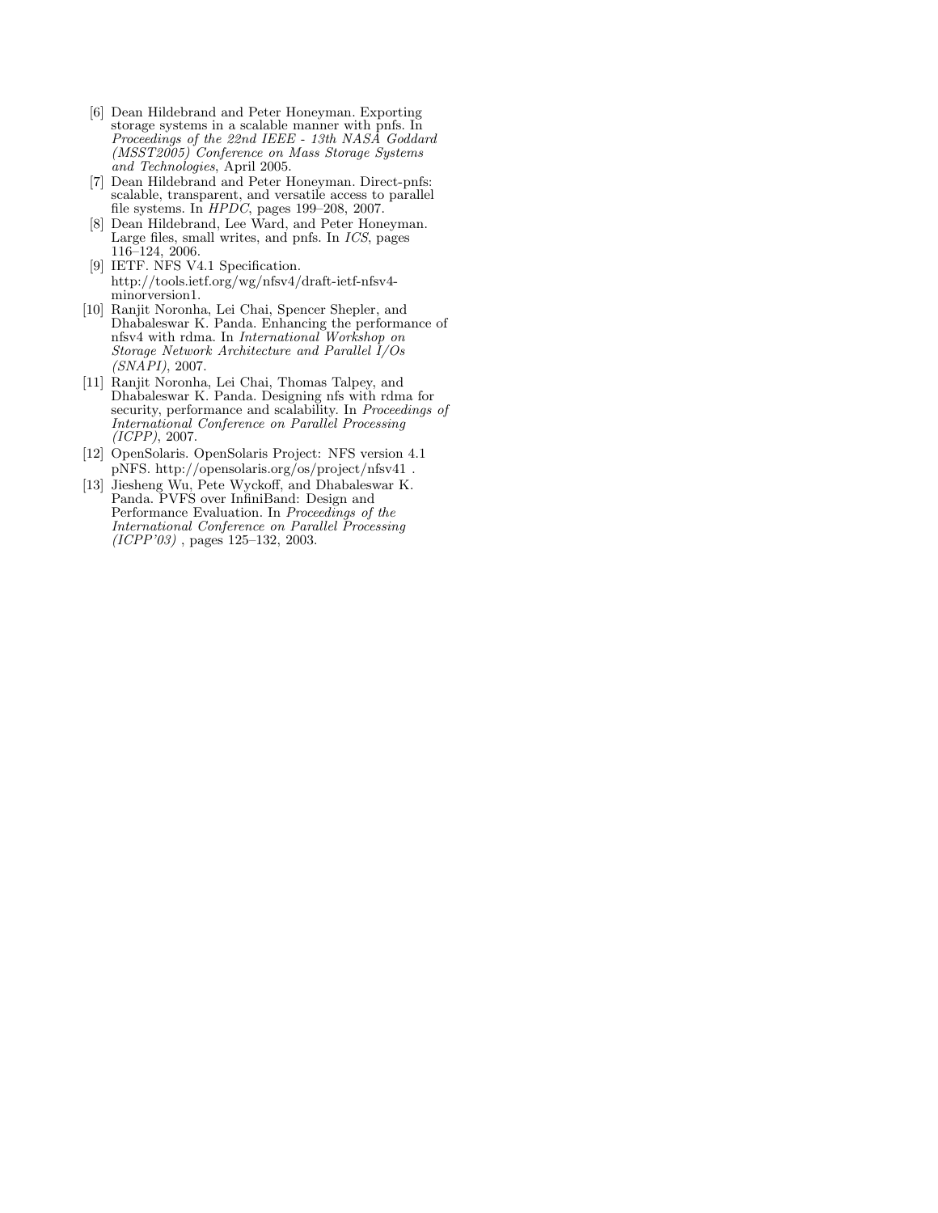[6] Dean Hildebrand and Peter Honeyman. Exporting storage systems in a scalable manner with pnfs. In *Proceedings of the 22nd IEEE - 13th NASA Goddard (MSST2005) Conference on Mass Storage Systems and Technologies*, April 2005.

[7] Dean Hildebrand and Peter Honeyman. Direct-pnfs: scalable, transparent, and versatile access to parallel file systems. In *HPDC*, pages 199–208, 2007.

[8] Dean Hildebrand, Lee Ward, and Peter Honeyman. Large files, small writes, and pnfs. In *ICS*, pages 116–124, 2006.

[9] IETF. NFS V4.1 Specification. http://tools.ietf.org/wg/nfsv4/draft-ietf-nfsv4-minorversion1.

[10] Ranjit Noronha, Lei Chai, Spencer Shepler, and Dhabaleswar K. Panda. Enhancing the performance of nfsv4 with rdma. In *International Workshop on Storage Network Architecture and Parallel I/Os (SNAPI)*, 2007.

[11] Ranjit Noronha, Lei Chai, Thomas Talpey, and Dhabaleswar K. Panda. Designing nfs with rdma for security, performance and scalability. In *Proceedings of International Conference on Parallel Processing (ICPP)*, 2007.

[12] OpenSolaris. OpenSolaris Project: NFS version 4.1 pNFS. http://opensolaris.org/os/project/nfsv41 .

[13] Jiesheng Wu, Pete Wyckoff, and Dhabaleswar K. Panda. PVFS over InfiniBand: Design and Performance Evaluation. In *Proceedings of the International Conference on Parallel Processing (ICPP'03)* , pages 125–132, 2003.